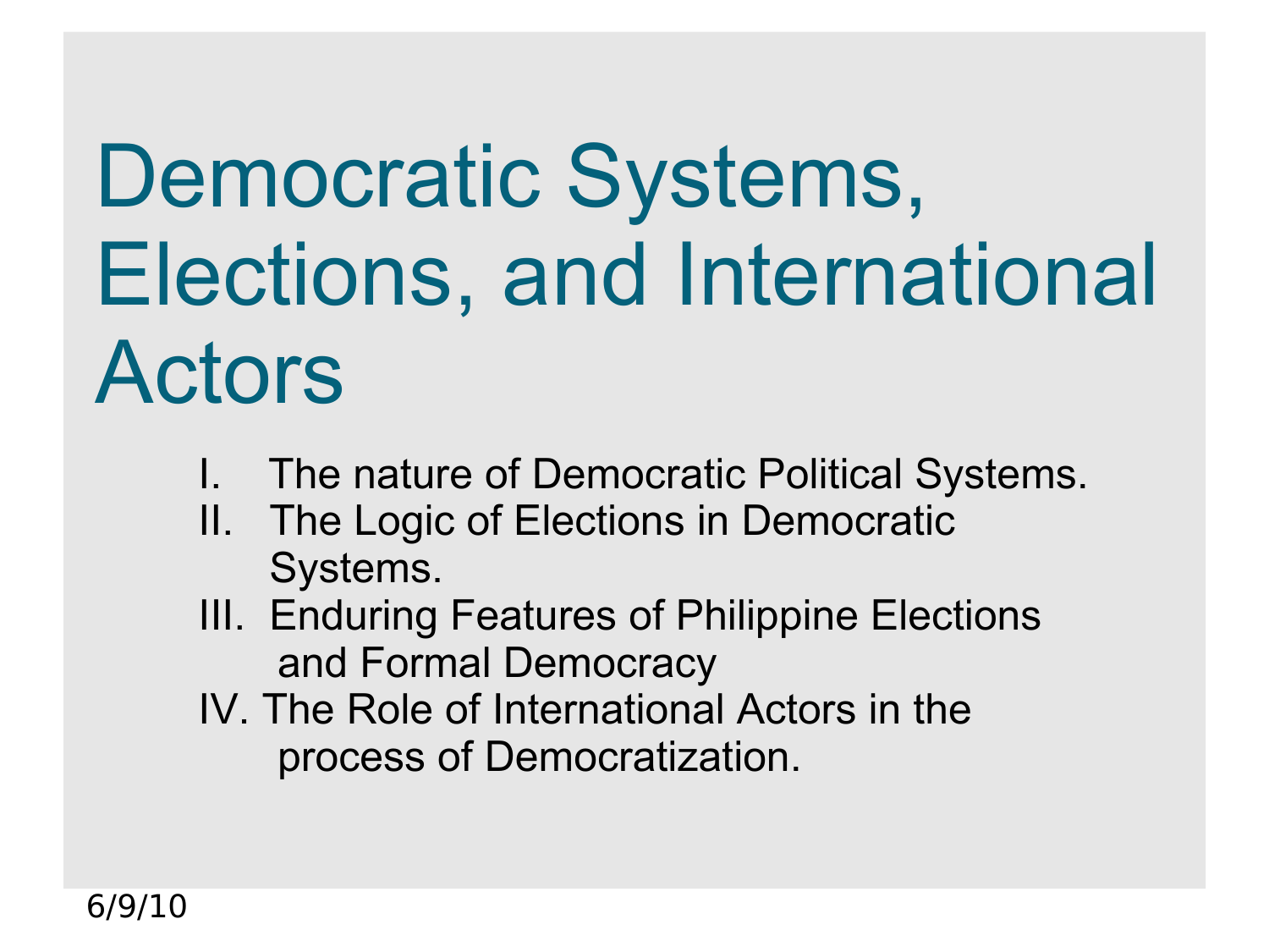# Democratic Systems, Elections, and International Actors

I. The nature of Democratic Political Systems.
II. The Logic of Elections in Democratic Systems.
III. Enduring Features of Philippine Elections and Formal Democracy
IV. The Role of International Actors in the process of Democratization.

6/9/10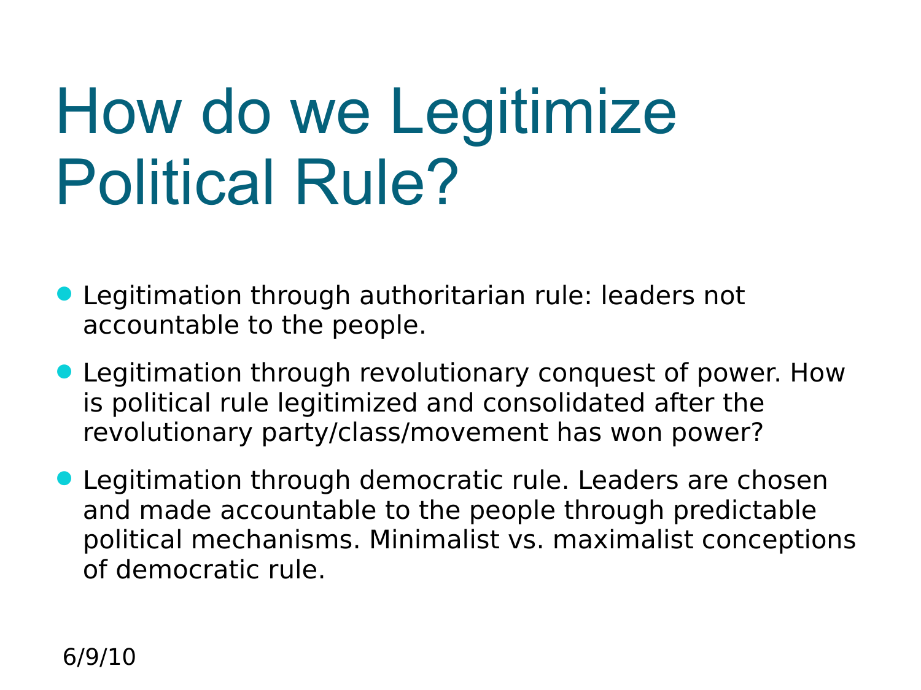# How do we Legitimize Political Rule?

- Legitimation through authoritarian rule: leaders not accountable to the people.
- Legitimation through revolutionary conquest of power. How is political rule legitimized and consolidated after the revolutionary party/class/movement has won power?
- Legitimation through democratic rule. Leaders are chosen and made accountable to the people through predictable political mechanisms. Minimalist vs. maximalist conceptions of democratic rule.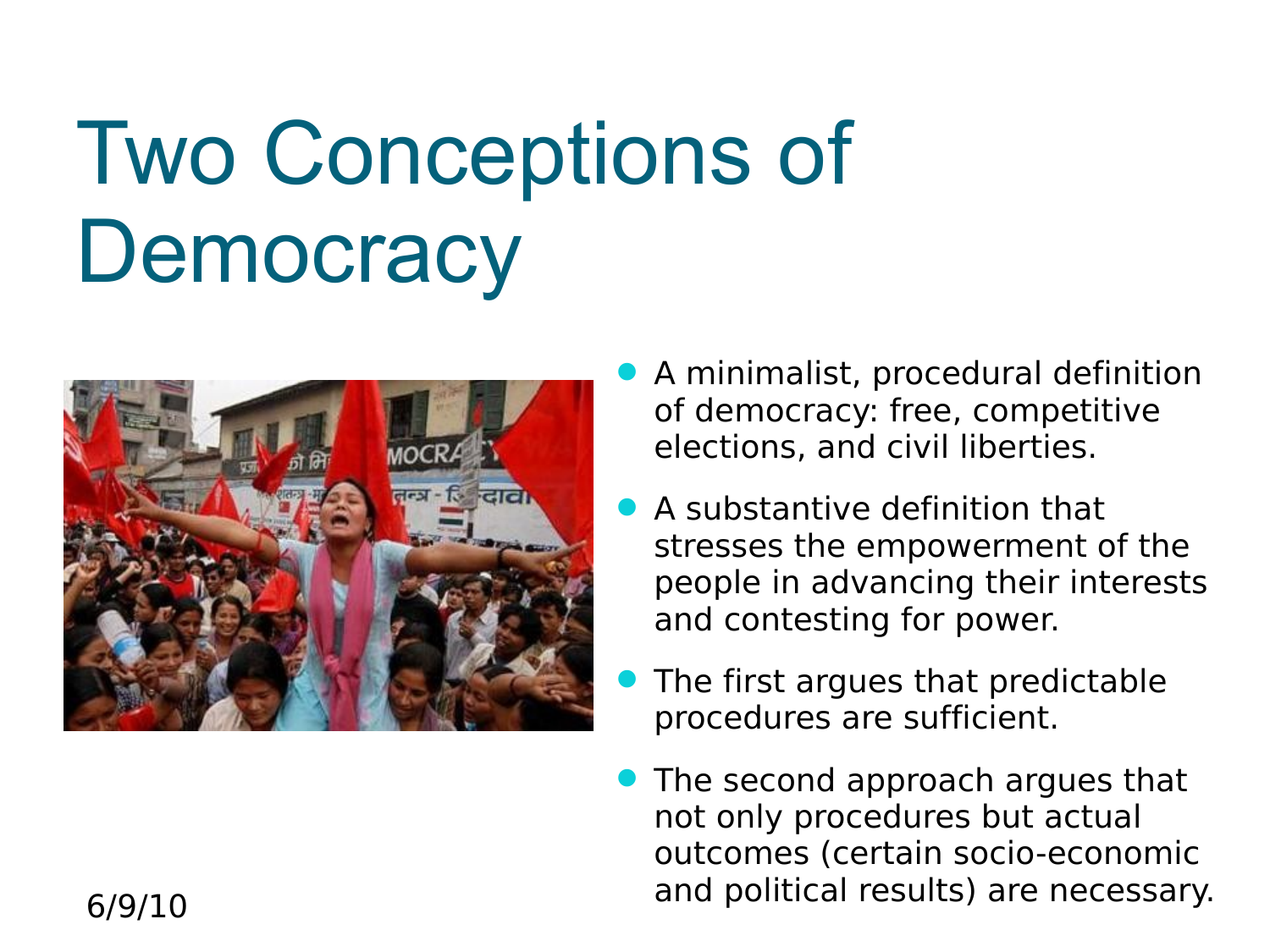# Two Conceptions of Democracy

- A minimalist, procedural definition of democracy: free, competitive elections, and civil liberties.
- A substantive definition that stresses the empowerment of the people in advancing their interests and contesting for power.
- The first argues that predictable procedures are sufficient.
- The second approach argues that not only procedures but actual outcomes (certain socio-economic and political results) are necessary.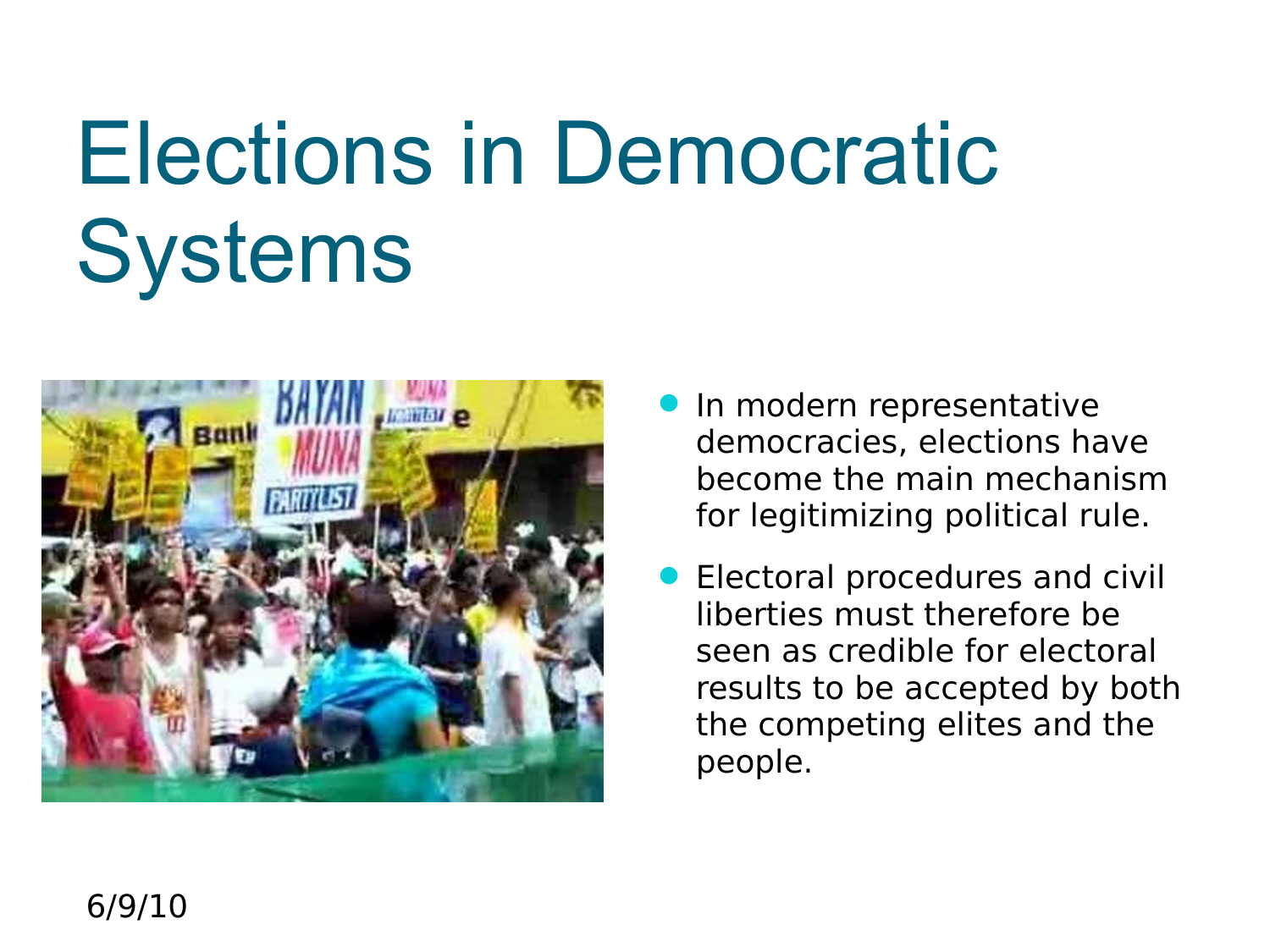# Elections in Democratic Systems

- In modern representative democracies, elections have become the main mechanism for legitimizing political rule.
- Electoral procedures and civil liberties must therefore be seen as credible for electoral results to be accepted by both the competing elites and the people.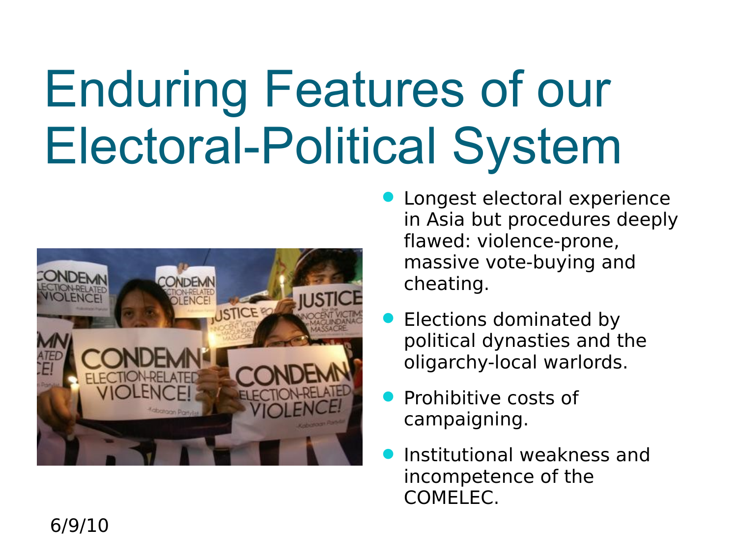# Enduring Features of our Electoral-Political System

- Longest electoral experience in Asia but procedures deeply flawed: violence-prone, massive vote-buying and cheating.
- Elections dominated by political dynasties and the oligarchy-local warlords.
- Prohibitive costs of campaigning.
- Institutional weakness and incompetence of the COMELEC.

6/9/10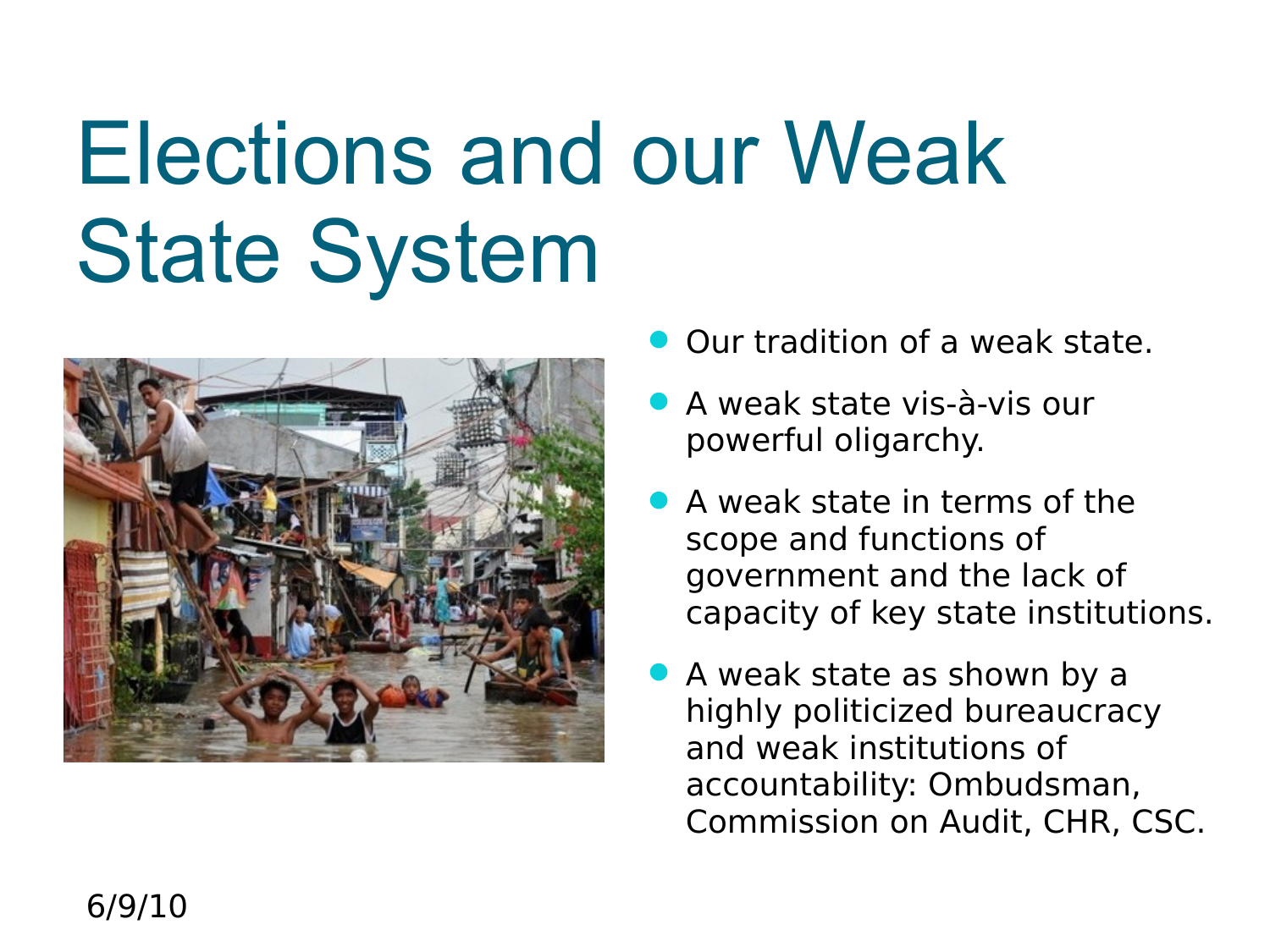# Elections and our Weak State System

- Our tradition of a weak state.
- A weak state vis-à-vis our powerful oligarchy.
- A weak state in terms of the scope and functions of government and the lack of capacity of key state institutions.
- A weak state as shown by a highly politicized bureaucracy and weak institutions of accountability: Ombudsman, Commission on Audit, CHR, CSC.

6/9/10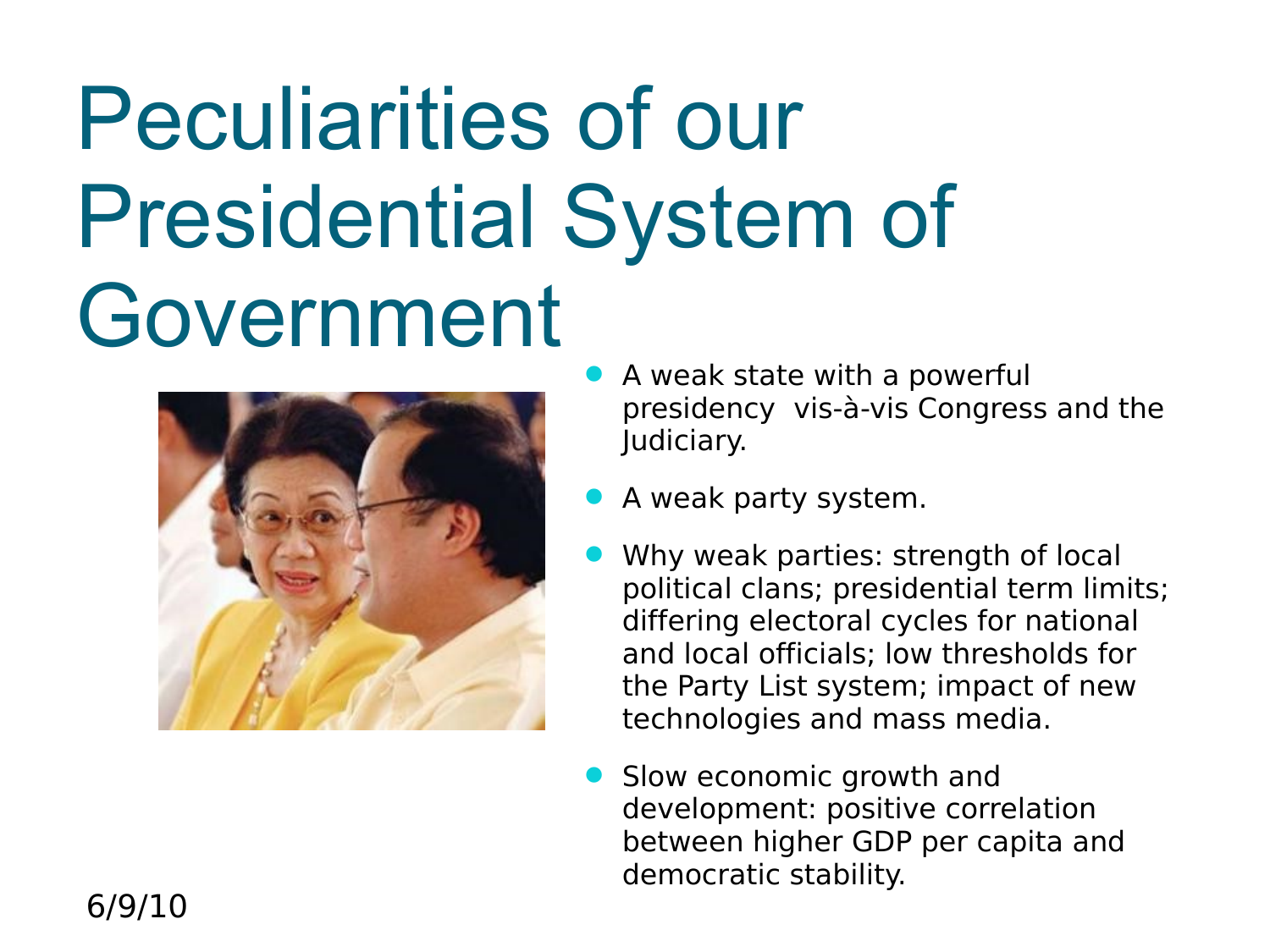# Peculiarities of our Presidential System of Government

- A weak state with a powerful presidency vis-à-vis Congress and the Judiciary.
- A weak party system.
- Why weak parties: strength of local political clans; presidential term limits; differing electoral cycles for national and local officials; low thresholds for the Party List system; impact of new technologies and mass media.
- Slow economic growth and development: positive correlation between higher GDP per capita and democratic stability.

6/9/10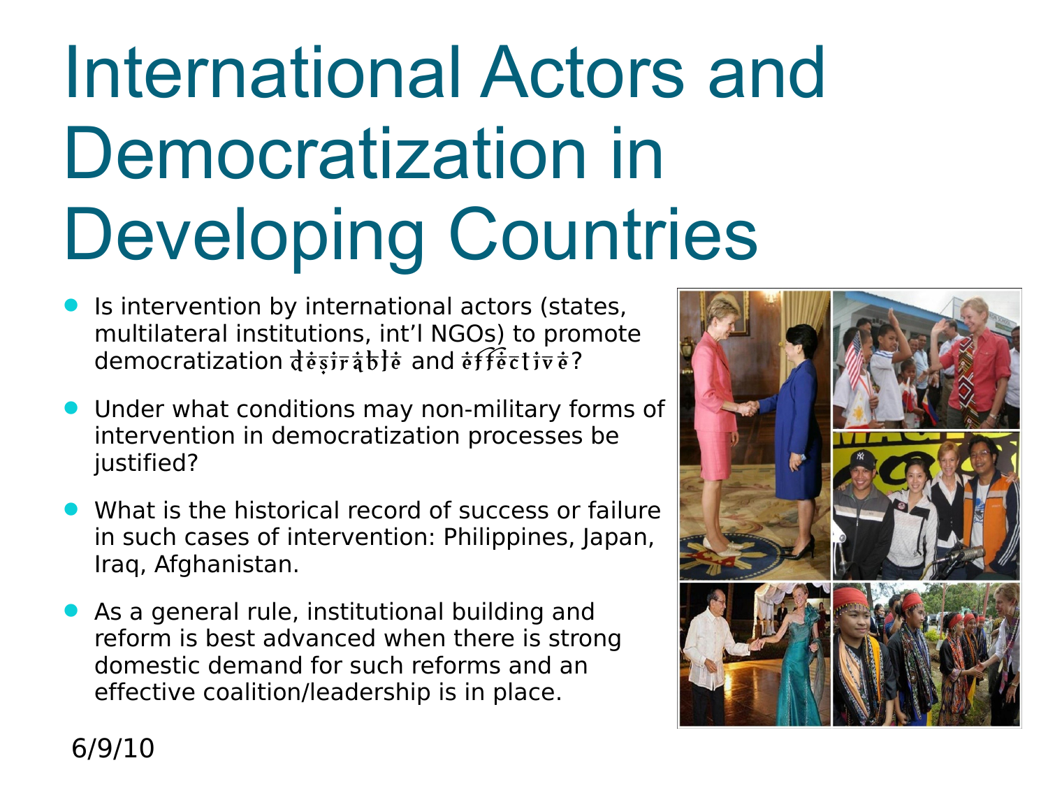# International Actors and Democratization in Developing Countries

- Is intervention by international actors (states, multilateral institutions, int'l NGOs) to promote democratization desirable and effective?
- Under what conditions may non-military forms of intervention in democratization processes be justified?
- What is the historical record of success or failure in such cases of intervention: Philippines, Japan, Iraq, Afghanistan.
- As a general rule, institutional building and reform is best advanced when there is strong domestic demand for such reforms and an effective coalition/leadership is in place.

6/9/10